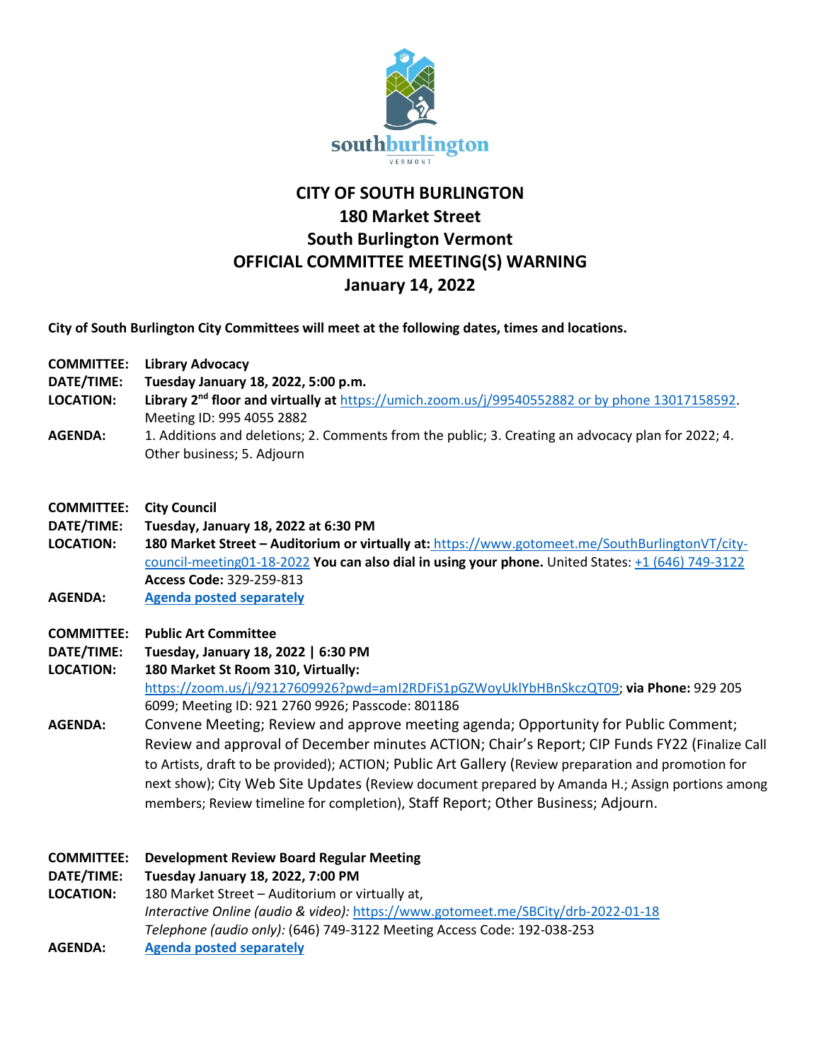# CITY OF SOUTH BURLINGTON
## 180 Market Street
## South Burlington Vermont
## OFFICIAL COMMITTEE MEETING(S) WARNING
## January 14, 2022

**City of South Burlington City Committees will meet at the following dates, times and locations.**

**COMMITTEE:** **Library Advocacy**
**DATE/TIME:** **Tuesday January 18, 2022, 5:00 p.m.**
**LOCATION:** **Library 2nd floor and virtually at** https://umich.zoom.us/j/99540552882 or by phone 13017158592. Meeting ID: 995 4055 2882
**AGENDA:** 1. Additions and deletions; 2. Comments from the public; 3. Creating an advocacy plan for 2022; 4. Other business; 5. Adjourn

**COMMITTEE:** **City Council**
**DATE/TIME:** **Tuesday, January 18, 2022 at 6:30 PM**
**LOCATION:** **180 Market Street – Auditorium or virtually at:** https://www.gotomeet.me/SouthBurlingtonVT/city-council-meeting01-18-2022 **You can also dial in using your phone.** United States: +1 (646) 749-3122 **Access Code:** 329-259-813
**AGENDA:** **Agenda posted separately**

**COMMITTEE:** **Public Art Committee**
**DATE/TIME:** **Tuesday, January 18, 2022 | 6:30 PM**
**LOCATION:** **180 Market St Room 310, Virtually:** https://zoom.us/j/92127609926?pwd=amI2RDFiS1pGZWoyUklYbHBnSkczQT09; **via Phone:** 929 205 6099; Meeting ID: 921 2760 9926; Passcode: 801186
**AGENDA:** Convene Meeting; Review and approve meeting agenda; Opportunity for Public Comment; Review and approval of December minutes ACTION; Chair's Report; CIP Funds FY22 (Finalize Call to Artists, draft to be provided); ACTION; Public Art Gallery (Review preparation and promotion for next show); City Web Site Updates (Review document prepared by Amanda H.; Assign portions among members; Review timeline for completion), Staff Report; Other Business; Adjourn.

**COMMITTEE:** **Development Review Board Regular Meeting**
**DATE/TIME:** **Tuesday January 18, 2022, 7:00 PM**
**LOCATION:** 180 Market Street – Auditorium or virtually at,
*Interactive Online (audio & video):* https://www.gotomeet.me/SBCity/drb-2022-01-18
*Telephone (audio only):* (646) 749-3122 Meeting Access Code: 192-038-253
**AGENDA:** **Agenda posted separately**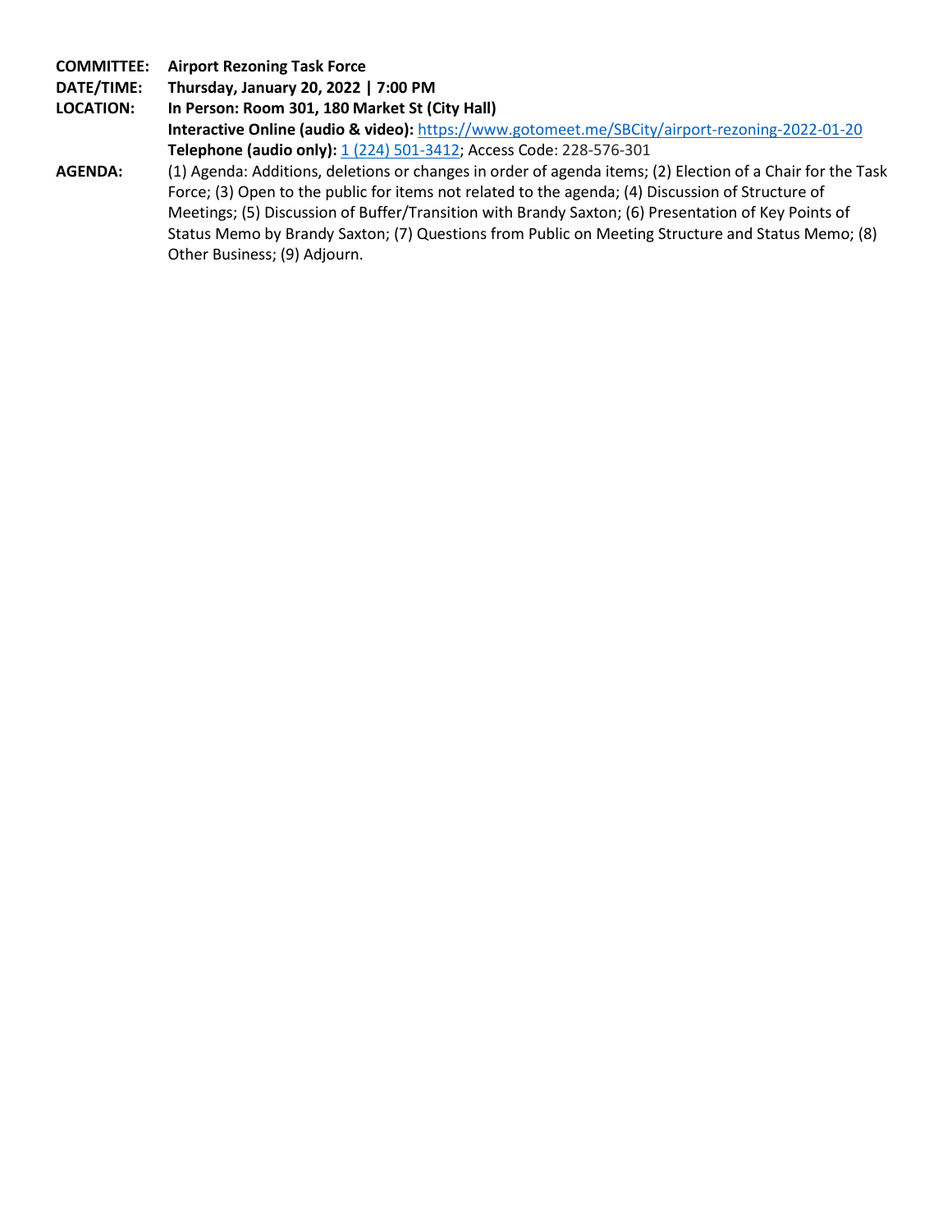**COMMITTEE:** **Airport Rezoning Task Force**

**DATE/TIME:** **Thursday, January 20, 2022 | 7:00 PM**

**LOCATION:** **In Person: Room 301, 180 Market St (City Hall)**

**Interactive Online (audio & video):** https://www.gotomeet.me/SBCity/airport-rezoning-2022-01-20

**Telephone (audio only):** 1 (224) 501-3412; Access Code: 228-576-301

**AGENDA:** (1) Agenda: Additions, deletions or changes in order of agenda items; (2) Election of a Chair for the Task Force; (3) Open to the public for items not related to the agenda; (4) Discussion of Structure of Meetings; (5) Discussion of Buffer/Transition with Brandy Saxton; (6) Presentation of Key Points of Status Memo by Brandy Saxton; (7) Questions from Public on Meeting Structure and Status Memo; (8) Other Business; (9) Adjourn.